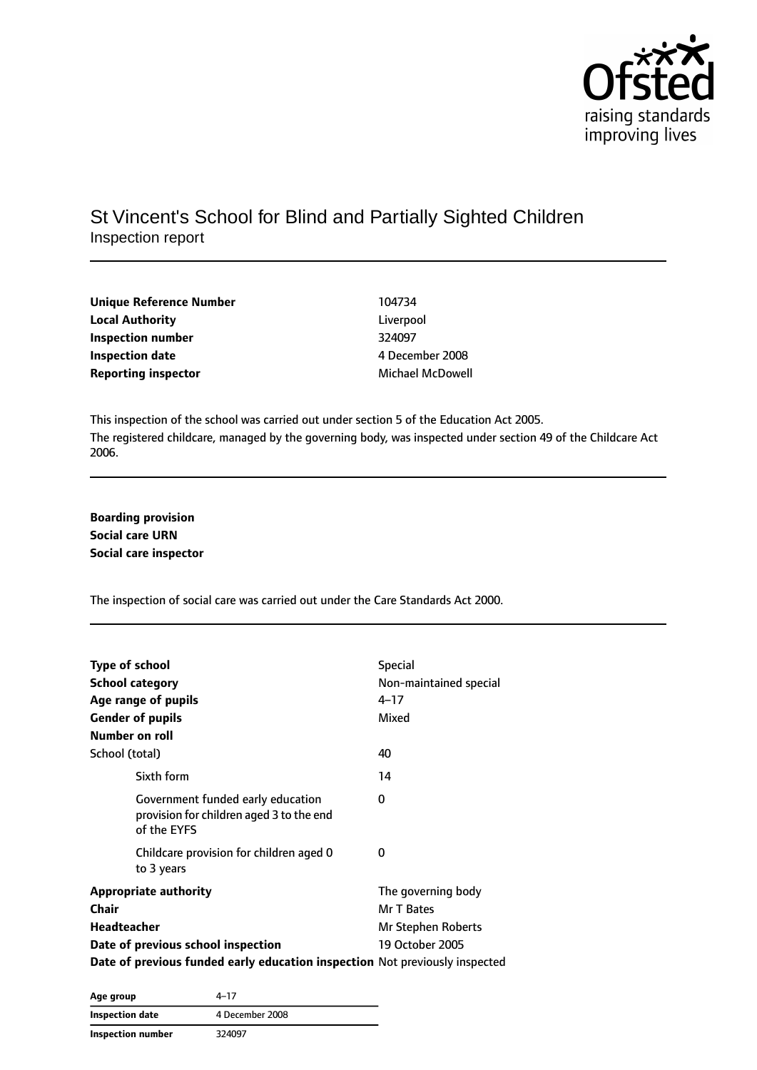# St Vincent's School for Blind and Partially Sighted Children

Inspection report

| | |
|---|---|
| **Unique Reference Number** | 104734 |
| **Local Authority** | Liverpool |
| **Inspection number** | 324097 |
| **Inspection date** | 4 December 2008 |
| **Reporting inspector** | Michael McDowell |

This inspection of the school was carried out under section 5 of the Education Act 2005.

The registered childcare, managed by the governing body, was inspected under section 49 of the Childcare Act 2006.

**Boarding provision**
**Social care URN**
**Social care inspector**

The inspection of social care was carried out under the Care Standards Act 2000.

| | |
|---|---|
| **Type of school** | Special |
| **School category** | Non-maintained special |
| **Age range of pupils** | 4–17 |
| **Gender of pupils** | Mixed |
| **Number on roll** | |
| School (total) | 40 |
| Sixth form | 14 |
| Government funded early education provision for children aged 3 to the end of the EYFS | 0 |
| Childcare provision for children aged 0 to 3 years | 0 |
| **Appropriate authority** | The governing body |
| **Chair** | Mr T Bates |
| **Headteacher** | Mr Stephen Roberts |
| **Date of previous school inspection** | 19 October 2005 |
| **Date of previous funded early education inspection** | Not previously inspected |

| | |
|---|---|
| **Age group** | 4–17 |
| **Inspection date** | 4 December 2008 |
| **Inspection number** | 324097 |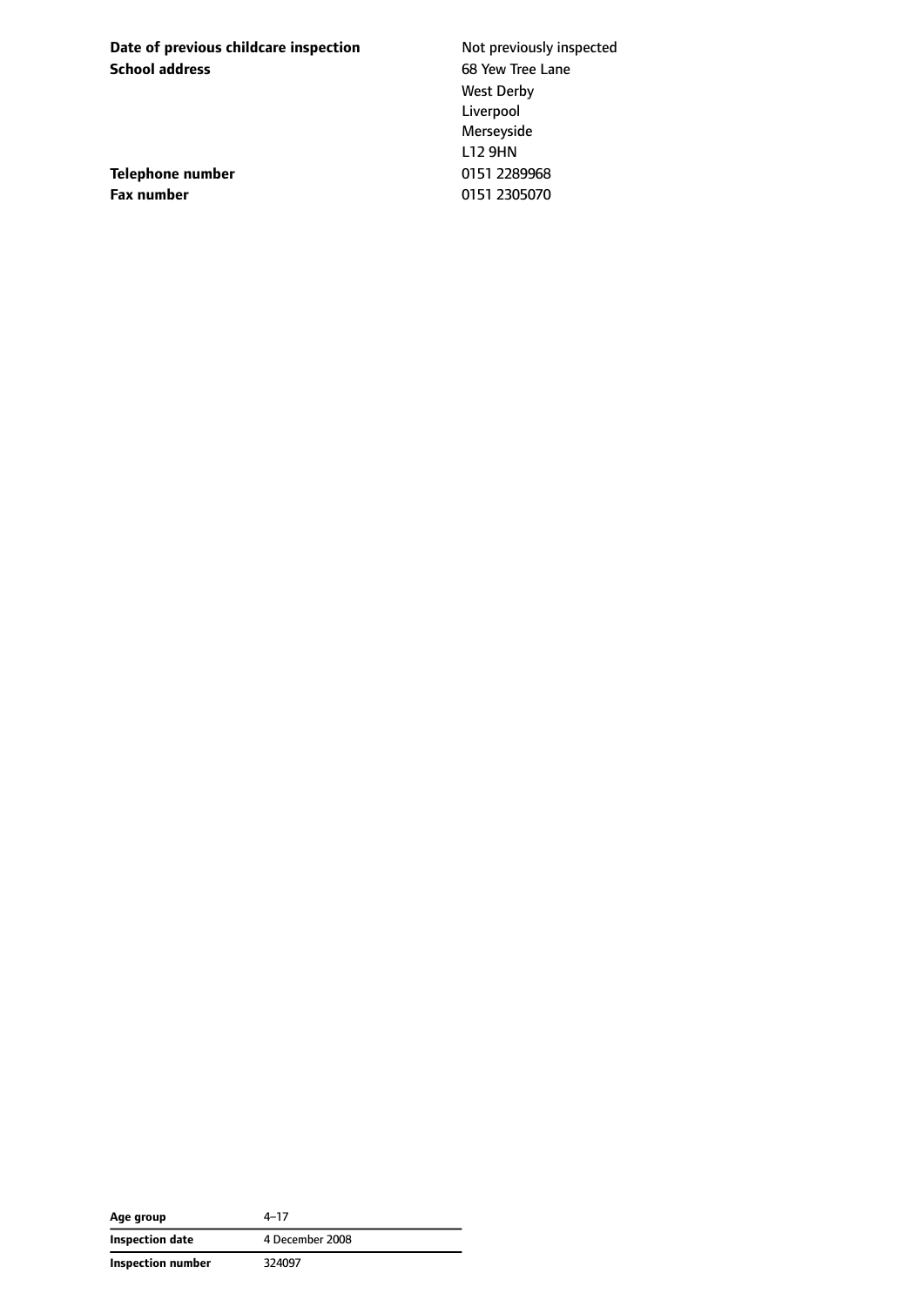| | |
|---|---|
| **Date of previous childcare inspection** | Not previously inspected |
| **School address** | 68 Yew Tree Lane<br>West Derby<br>Liverpool<br>Merseyside<br>L12 9HN |
| **Telephone number** | 0151 2289968 |
| **Fax number** | 0151 2305070 |

| | |
|---|---|
| **Age group** | 4–17 |
| **Inspection date** | 4 December 2008 |
| **Inspection number** | 324097 |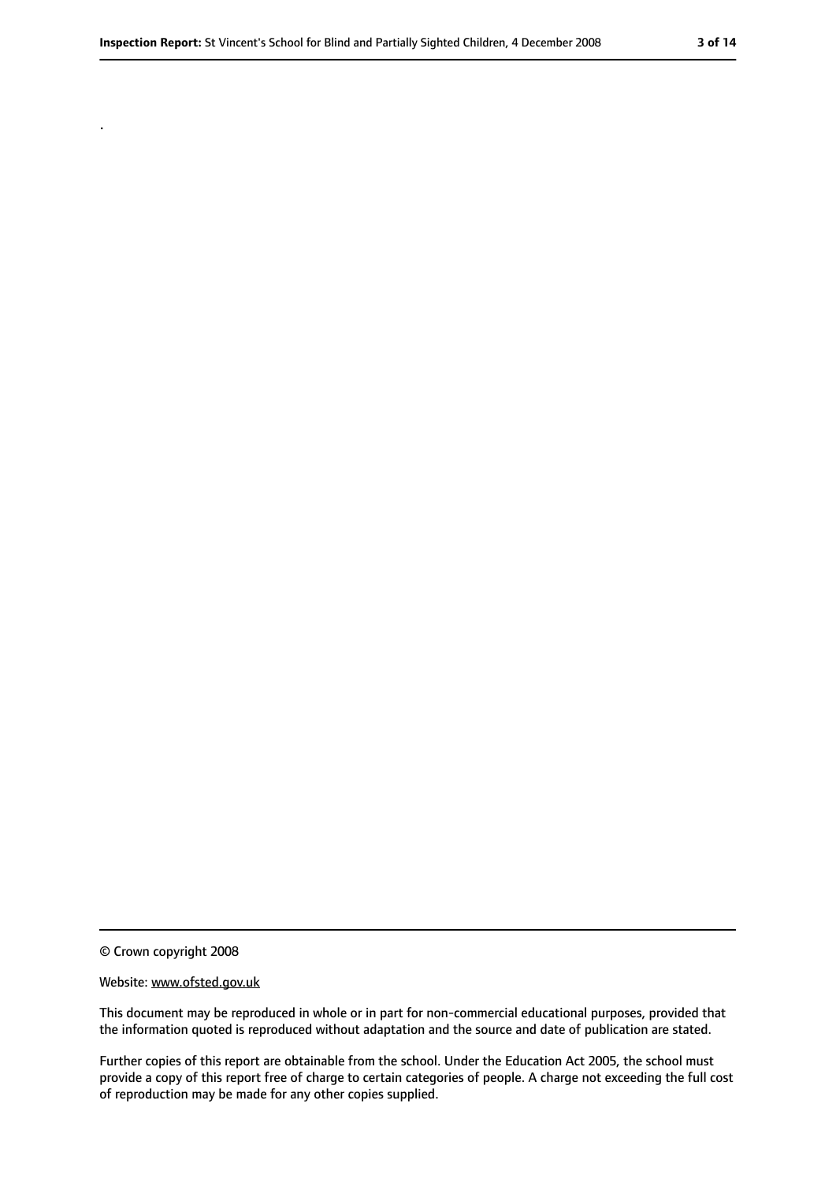.

© Crown copyright 2008

Website: www.ofsted.gov.uk

This document may be reproduced in whole or in part for non-commercial educational purposes, provided that the information quoted is reproduced without adaptation and the source and date of publication are stated.

Further copies of this report are obtainable from the school. Under the Education Act 2005, the school must provide a copy of this report free of charge to certain categories of people. A charge not exceeding the full cost of reproduction may be made for any other copies supplied.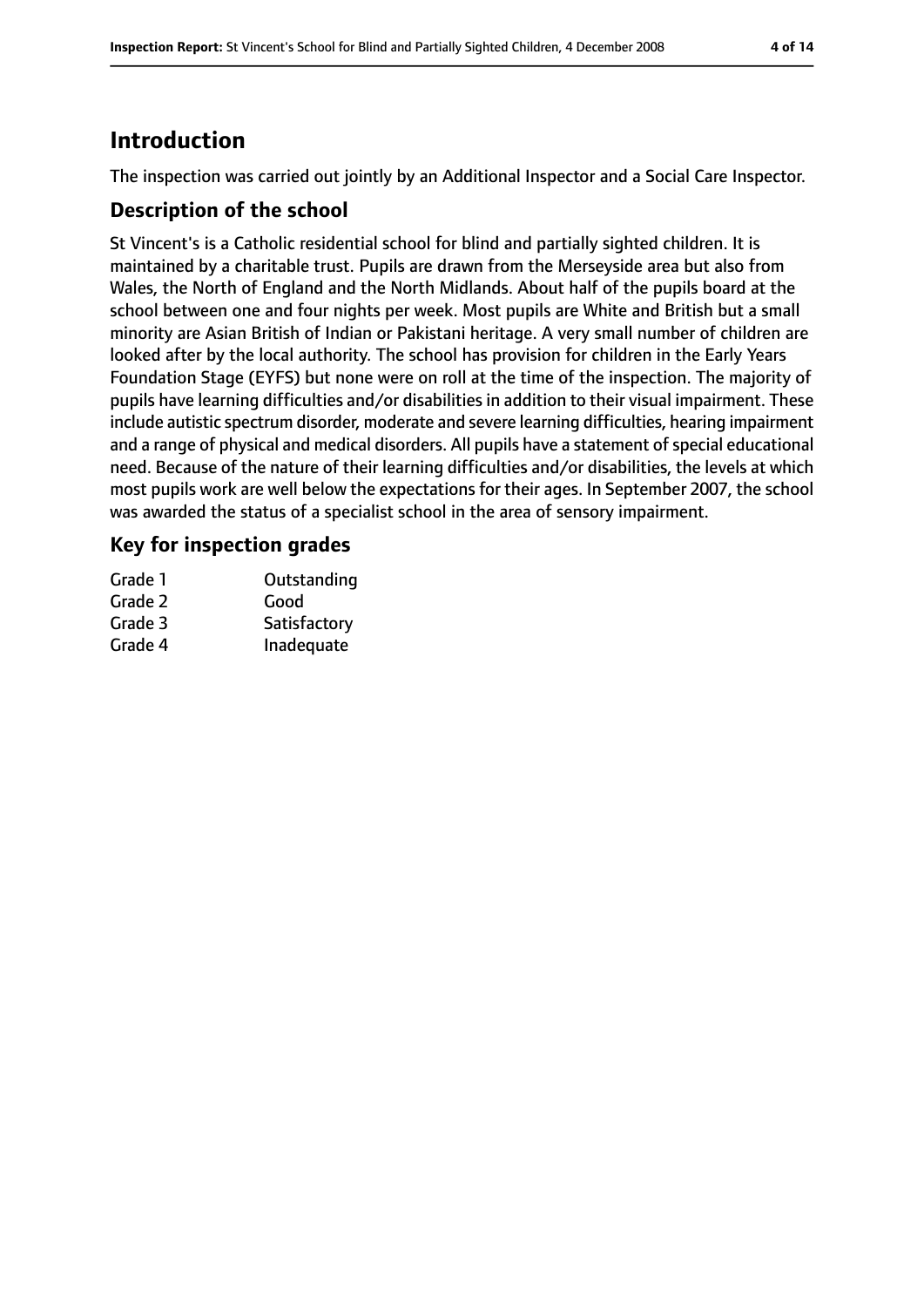# Introduction

The inspection was carried out jointly by an Additional Inspector and a Social Care Inspector.

## Description of the school

St Vincent's is a Catholic residential school for blind and partially sighted children. It is maintained by a charitable trust. Pupils are drawn from the Merseyside area but also from Wales, the North of England and the North Midlands. About half of the pupils board at the school between one and four nights per week. Most pupils are White and British but a small minority are Asian British of Indian or Pakistani heritage. A very small number of children are looked after by the local authority. The school has provision for children in the Early Years Foundation Stage (EYFS) but none were on roll at the time of the inspection. The majority of pupils have learning difficulties and/or disabilities in addition to their visual impairment. These include autistic spectrum disorder, moderate and severe learning difficulties, hearing impairment and a range of physical and medical disorders. All pupils have a statement of special educational need. Because of the nature of their learning difficulties and/or disabilities, the levels at which most pupils work are well below the expectations for their ages. In September 2007, the school was awarded the status of a specialist school in the area of sensory impairment.

## Key for inspection grades

| | |
|---|---|
| Grade 1 | Outstanding |
| Grade 2 | Good |
| Grade 3 | Satisfactory |
| Grade 4 | Inadequate |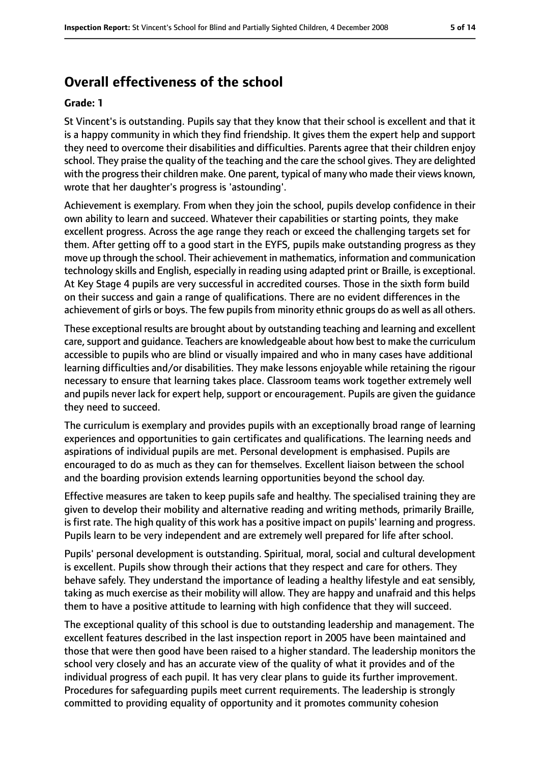# Overall effectiveness of the school

**Grade: 1**

St Vincent's is outstanding. Pupils say that they know that their school is excellent and that it is a happy community in which they find friendship. It gives them the expert help and support they need to overcome their disabilities and difficulties. Parents agree that their children enjoy school. They praise the quality of the teaching and the care the school gives. They are delighted with the progress their children make. One parent, typical of many who made their views known, wrote that her daughter's progress is 'astounding'.

Achievement is exemplary. From when they join the school, pupils develop confidence in their own ability to learn and succeed. Whatever their capabilities or starting points, they make excellent progress. Across the age range they reach or exceed the challenging targets set for them. After getting off to a good start in the EYFS, pupils make outstanding progress as they move up through the school. Their achievement in mathematics, information and communication technology skills and English, especially in reading using adapted print or Braille, is exceptional. At Key Stage 4 pupils are very successful in accredited courses. Those in the sixth form build on their success and gain a range of qualifications. There are no evident differences in the achievement of girls or boys. The few pupils from minority ethnic groups do as well as all others.

These exceptional results are brought about by outstanding teaching and learning and excellent care, support and guidance. Teachers are knowledgeable about how best to make the curriculum accessible to pupils who are blind or visually impaired and who in many cases have additional learning difficulties and/or disabilities. They make lessons enjoyable while retaining the rigour necessary to ensure that learning takes place. Classroom teams work together extremely well and pupils never lack for expert help, support or encouragement. Pupils are given the guidance they need to succeed.

The curriculum is exemplary and provides pupils with an exceptionally broad range of learning experiences and opportunities to gain certificates and qualifications. The learning needs and aspirations of individual pupils are met. Personal development is emphasised. Pupils are encouraged to do as much as they can for themselves. Excellent liaison between the school and the boarding provision extends learning opportunities beyond the school day.

Effective measures are taken to keep pupils safe and healthy. The specialised training they are given to develop their mobility and alternative reading and writing methods, primarily Braille, is first rate. The high quality of this work has a positive impact on pupils' learning and progress. Pupils learn to be very independent and are extremely well prepared for life after school.

Pupils' personal development is outstanding. Spiritual, moral, social and cultural development is excellent. Pupils show through their actions that they respect and care for others. They behave safely. They understand the importance of leading a healthy lifestyle and eat sensibly, taking as much exercise as their mobility will allow. They are happy and unafraid and this helps them to have a positive attitude to learning with high confidence that they will succeed.

The exceptional quality of this school is due to outstanding leadership and management. The excellent features described in the last inspection report in 2005 have been maintained and those that were then good have been raised to a higher standard. The leadership monitors the school very closely and has an accurate view of the quality of what it provides and of the individual progress of each pupil. It has very clear plans to guide its further improvement. Procedures for safeguarding pupils meet current requirements. The leadership is strongly committed to providing equality of opportunity and it promotes community cohesion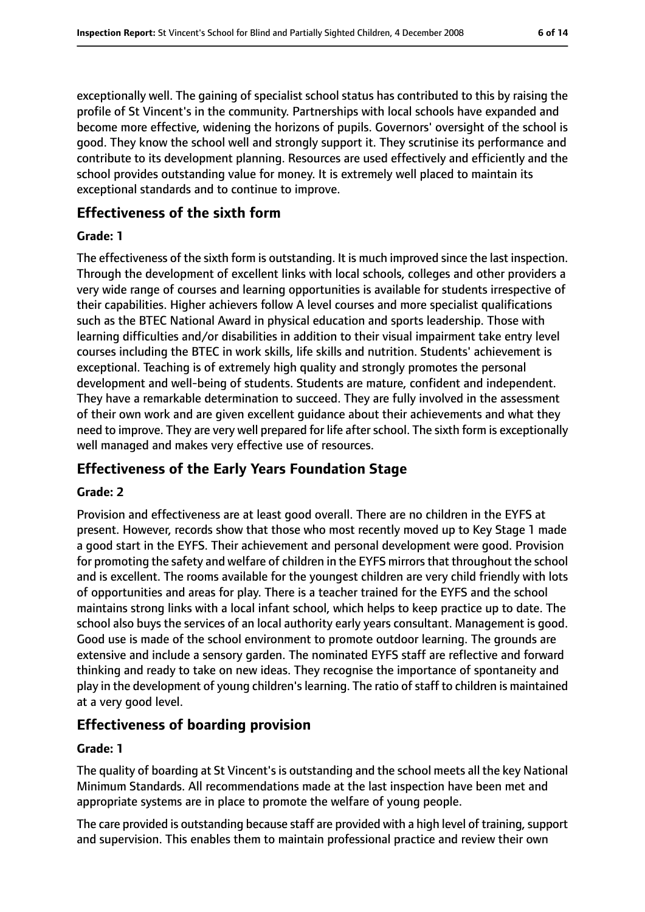exceptionally well. The gaining of specialist school status has contributed to this by raising the profile of St Vincent's in the community. Partnerships with local schools have expanded and become more effective, widening the horizons of pupils. Governors' oversight of the school is good. They know the school well and strongly support it. They scrutinise its performance and contribute to its development planning. Resources are used effectively and efficiently and the school provides outstanding value for money. It is extremely well placed to maintain its exceptional standards and to continue to improve.

## Effectiveness of the sixth form

**Grade: 1**

The effectiveness of the sixth form is outstanding. It is much improved since the last inspection. Through the development of excellent links with local schools, colleges and other providers a very wide range of courses and learning opportunities is available for students irrespective of their capabilities. Higher achievers follow A level courses and more specialist qualifications such as the BTEC National Award in physical education and sports leadership. Those with learning difficulties and/or disabilities in addition to their visual impairment take entry level courses including the BTEC in work skills, life skills and nutrition. Students' achievement is exceptional. Teaching is of extremely high quality and strongly promotes the personal development and well-being of students. Students are mature, confident and independent. They have a remarkable determination to succeed. They are fully involved in the assessment of their own work and are given excellent guidance about their achievements and what they need to improve. They are very well prepared for life after school. The sixth form is exceptionally well managed and makes very effective use of resources.

## Effectiveness of the Early Years Foundation Stage

**Grade: 2**

Provision and effectiveness are at least good overall. There are no children in the EYFS at present. However, records show that those who most recently moved up to Key Stage 1 made a good start in the EYFS. Their achievement and personal development were good. Provision for promoting the safety and welfare of children in the EYFS mirrors that throughout the school and is excellent. The rooms available for the youngest children are very child friendly with lots of opportunities and areas for play. There is a teacher trained for the EYFS and the school maintains strong links with a local infant school, which helps to keep practice up to date. The school also buys the services of an local authority early years consultant. Management is good. Good use is made of the school environment to promote outdoor learning. The grounds are extensive and include a sensory garden. The nominated EYFS staff are reflective and forward thinking and ready to take on new ideas. They recognise the importance of spontaneity and play in the development of young children's learning. The ratio of staff to children is maintained at a very good level.

## Effectiveness of boarding provision

**Grade: 1**

The quality of boarding at St Vincent's is outstanding and the school meets all the key National Minimum Standards. All recommendations made at the last inspection have been met and appropriate systems are in place to promote the welfare of young people.

The care provided is outstanding because staff are provided with a high level of training, support and supervision. This enables them to maintain professional practice and review their own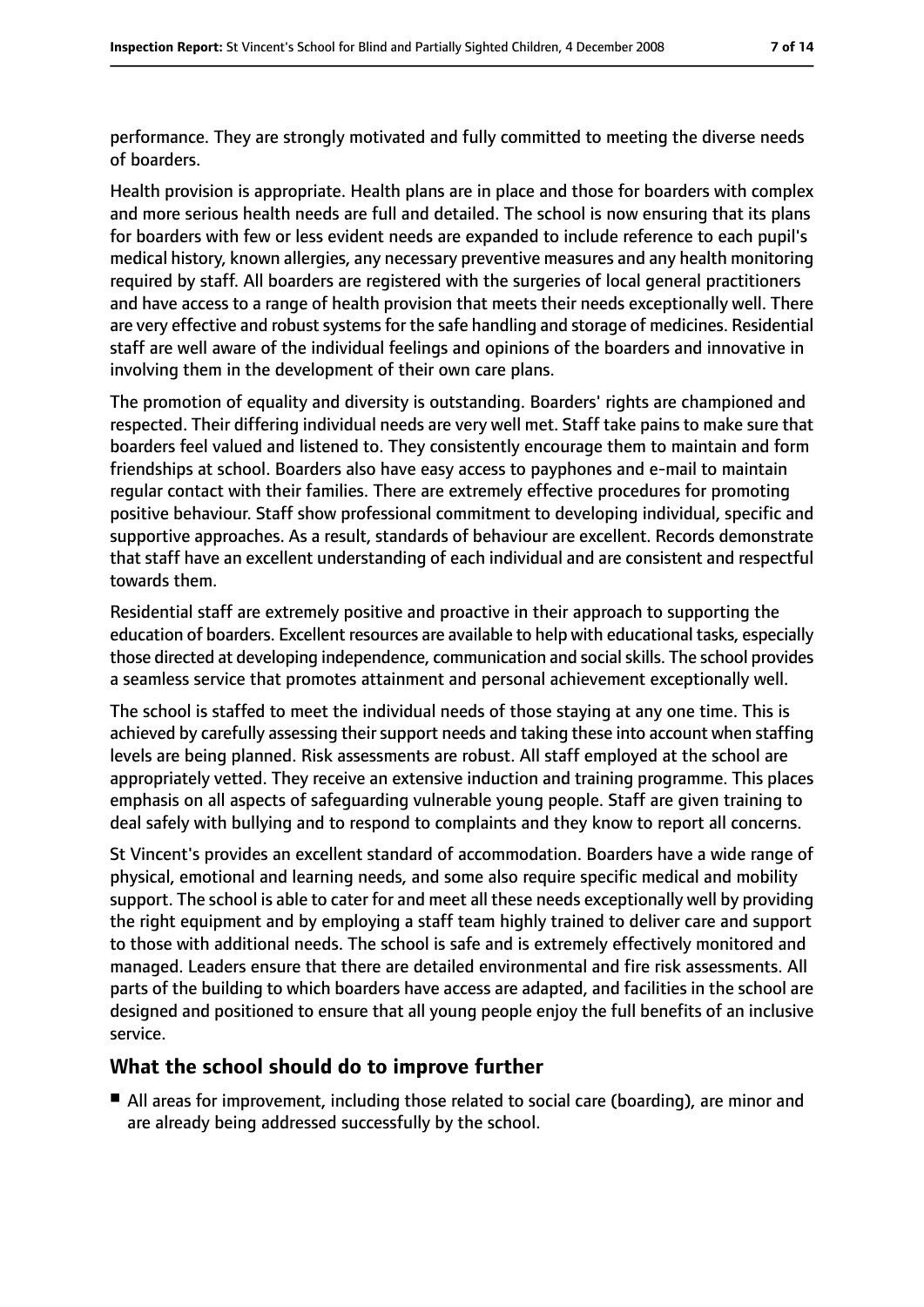performance. They are strongly motivated and fully committed to meeting the diverse needs of boarders.

Health provision is appropriate. Health plans are in place and those for boarders with complex and more serious health needs are full and detailed. The school is now ensuring that its plans for boarders with few or less evident needs are expanded to include reference to each pupil's medical history, known allergies, any necessary preventive measures and any health monitoring required by staff. All boarders are registered with the surgeries of local general practitioners and have access to a range of health provision that meets their needs exceptionally well. There are very effective and robust systems for the safe handling and storage of medicines. Residential staff are well aware of the individual feelings and opinions of the boarders and innovative in involving them in the development of their own care plans.

The promotion of equality and diversity is outstanding. Boarders' rights are championed and respected. Their differing individual needs are very well met. Staff take pains to make sure that boarders feel valued and listened to. They consistently encourage them to maintain and form friendships at school. Boarders also have easy access to payphones and e-mail to maintain regular contact with their families. There are extremely effective procedures for promoting positive behaviour. Staff show professional commitment to developing individual, specific and supportive approaches. As a result, standards of behaviour are excellent. Records demonstrate that staff have an excellent understanding of each individual and are consistent and respectful towards them.

Residential staff are extremely positive and proactive in their approach to supporting the education of boarders. Excellent resources are available to help with educational tasks, especially those directed at developing independence, communication and social skills. The school provides a seamless service that promotes attainment and personal achievement exceptionally well.

The school is staffed to meet the individual needs of those staying at any one time. This is achieved by carefully assessing their support needs and taking these into account when staffing levels are being planned. Risk assessments are robust. All staff employed at the school are appropriately vetted. They receive an extensive induction and training programme. This places emphasis on all aspects of safeguarding vulnerable young people. Staff are given training to deal safely with bullying and to respond to complaints and they know to report all concerns.

St Vincent's provides an excellent standard of accommodation. Boarders have a wide range of physical, emotional and learning needs, and some also require specific medical and mobility support. The school is able to cater for and meet all these needs exceptionally well by providing the right equipment and by employing a staff team highly trained to deliver care and support to those with additional needs. The school is safe and is extremely effectively monitored and managed. Leaders ensure that there are detailed environmental and fire risk assessments. All parts of the building to which boarders have access are adapted, and facilities in the school are designed and positioned to ensure that all young people enjoy the full benefits of an inclusive service.

## What the school should do to improve further

- All areas for improvement, including those related to social care (boarding), are minor and are already being addressed successfully by the school.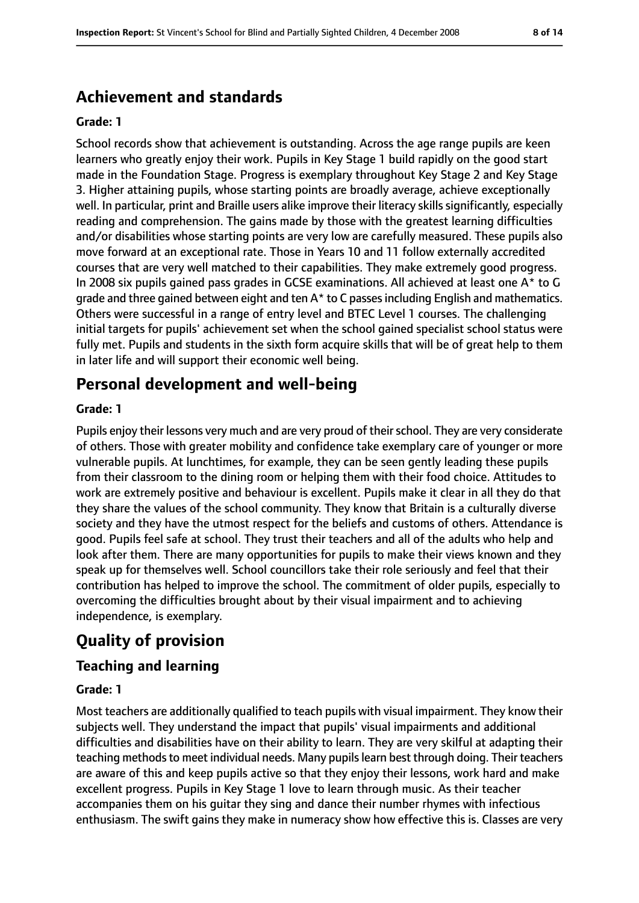## Achievement and standards

### Grade: 1

School records show that achievement is outstanding. Across the age range pupils are keen learners who greatly enjoy their work. Pupils in Key Stage 1 build rapidly on the good start made in the Foundation Stage. Progress is exemplary throughout Key Stage 2 and Key Stage 3. Higher attaining pupils, whose starting points are broadly average, achieve exceptionally well. In particular, print and Braille users alike improve their literacy skills significantly, especially reading and comprehension. The gains made by those with the greatest learning difficulties and/or disabilities whose starting points are very low are carefully measured. These pupils also move forward at an exceptional rate. Those in Years 10 and 11 follow externally accredited courses that are very well matched to their capabilities. They make extremely good progress. In 2008 six pupils gained pass grades in GCSE examinations. All achieved at least one A* to G grade and three gained between eight and ten A* to C passes including English and mathematics. Others were successful in a range of entry level and BTEC Level 1 courses. The challenging initial targets for pupils' achievement set when the school gained specialist school status were fully met. Pupils and students in the sixth form acquire skills that will be of great help to them in later life and will support their economic well being.

## Personal development and well-being

### Grade: 1

Pupils enjoy their lessons very much and are very proud of their school. They are very considerate of others. Those with greater mobility and confidence take exemplary care of younger or more vulnerable pupils. At lunchtimes, for example, they can be seen gently leading these pupils from their classroom to the dining room or helping them with their food choice. Attitudes to work are extremely positive and behaviour is excellent. Pupils make it clear in all they do that they share the values of the school community. They know that Britain is a culturally diverse society and they have the utmost respect for the beliefs and customs of others. Attendance is good. Pupils feel safe at school. They trust their teachers and all of the adults who help and look after them. There are many opportunities for pupils to make their views known and they speak up for themselves well. School councillors take their role seriously and feel that their contribution has helped to improve the school. The commitment of older pupils, especially to overcoming the difficulties brought about by their visual impairment and to achieving independence, is exemplary.

# Quality of provision

## Teaching and learning

### Grade: 1

Most teachers are additionally qualified to teach pupils with visual impairment. They know their subjects well. They understand the impact that pupils' visual impairments and additional difficulties and disabilities have on their ability to learn. They are very skilful at adapting their teaching methods to meet individual needs. Many pupils learn best through doing. Their teachers are aware of this and keep pupils active so that they enjoy their lessons, work hard and make excellent progress. Pupils in Key Stage 1 love to learn through music. As their teacher accompanies them on his guitar they sing and dance their number rhymes with infectious enthusiasm. The swift gains they make in numeracy show how effective this is. Classes are very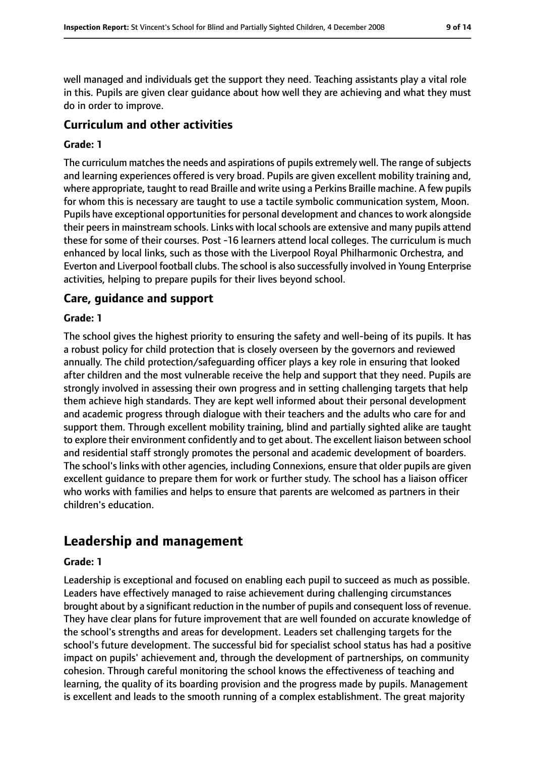well managed and individuals get the support they need. Teaching assistants play a vital role in this. Pupils are given clear guidance about how well they are achieving and what they must do in order to improve.

### Curriculum and other activities

#### Grade: 1

The curriculum matches the needs and aspirations of pupils extremely well. The range of subjects and learning experiences offered is very broad. Pupils are given excellent mobility training and, where appropriate, taught to read Braille and write using a Perkins Braille machine. A few pupils for whom this is necessary are taught to use a tactile symbolic communication system, Moon. Pupils have exceptional opportunities for personal development and chances to work alongside their peers in mainstream schools. Links with local schools are extensive and many pupils attend these for some of their courses. Post -16 learners attend local colleges. The curriculum is much enhanced by local links, such as those with the Liverpool Royal Philharmonic Orchestra, and Everton and Liverpool football clubs. The school is also successfully involved in Young Enterprise activities, helping to prepare pupils for their lives beyond school.

### Care, guidance and support

#### Grade: 1

The school gives the highest priority to ensuring the safety and well-being of its pupils. It has a robust policy for child protection that is closely overseen by the governors and reviewed annually. The child protection/safeguarding officer plays a key role in ensuring that looked after children and the most vulnerable receive the help and support that they need. Pupils are strongly involved in assessing their own progress and in setting challenging targets that help them achieve high standards. They are kept well informed about their personal development and academic progress through dialogue with their teachers and the adults who care for and support them. Through excellent mobility training, blind and partially sighted alike are taught to explore their environment confidently and to get about. The excellent liaison between school and residential staff strongly promotes the personal and academic development of boarders. The school's links with other agencies, including Connexions, ensure that older pupils are given excellent guidance to prepare them for work or further study. The school has a liaison officer who works with families and helps to ensure that parents are welcomed as partners in their children's education.

## Leadership and management

#### Grade: 1

Leadership is exceptional and focused on enabling each pupil to succeed as much as possible. Leaders have effectively managed to raise achievement during challenging circumstances brought about by a significant reduction in the number of pupils and consequent loss of revenue. They have clear plans for future improvement that are well founded on accurate knowledge of the school's strengths and areas for development. Leaders set challenging targets for the school's future development. The successful bid for specialist school status has had a positive impact on pupils' achievement and, through the development of partnerships, on community cohesion. Through careful monitoring the school knows the effectiveness of teaching and learning, the quality of its boarding provision and the progress made by pupils. Management is excellent and leads to the smooth running of a complex establishment. The great majority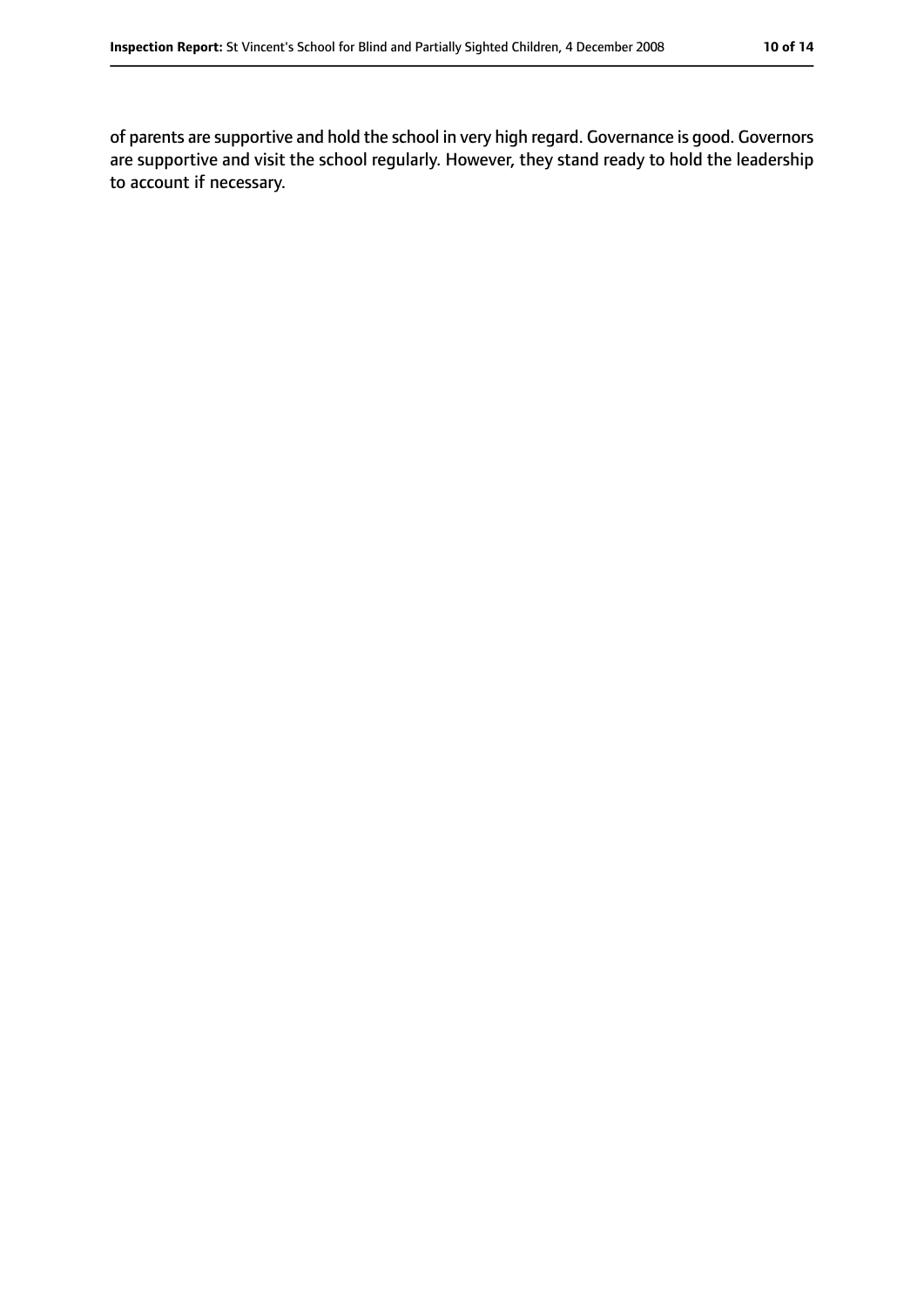of parents are supportive and hold the school in very high regard. Governance is good. Governors are supportive and visit the school regularly. However, they stand ready to hold the leadership to account if necessary.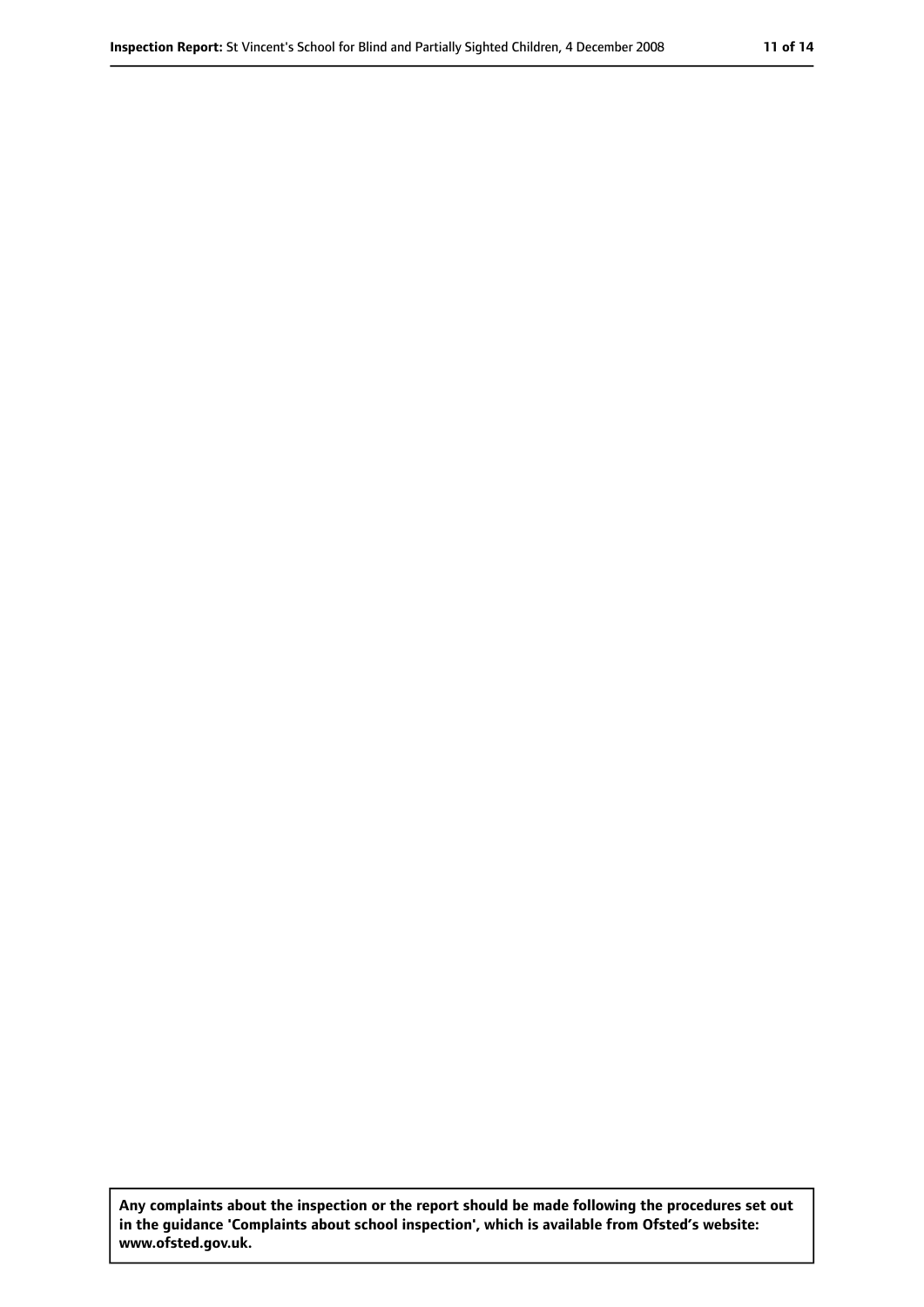**Any complaints about the inspection or the report should be made following the procedures set out in the guidance 'Complaints about school inspection', which is available from Ofsted's website: www.ofsted.gov.uk.**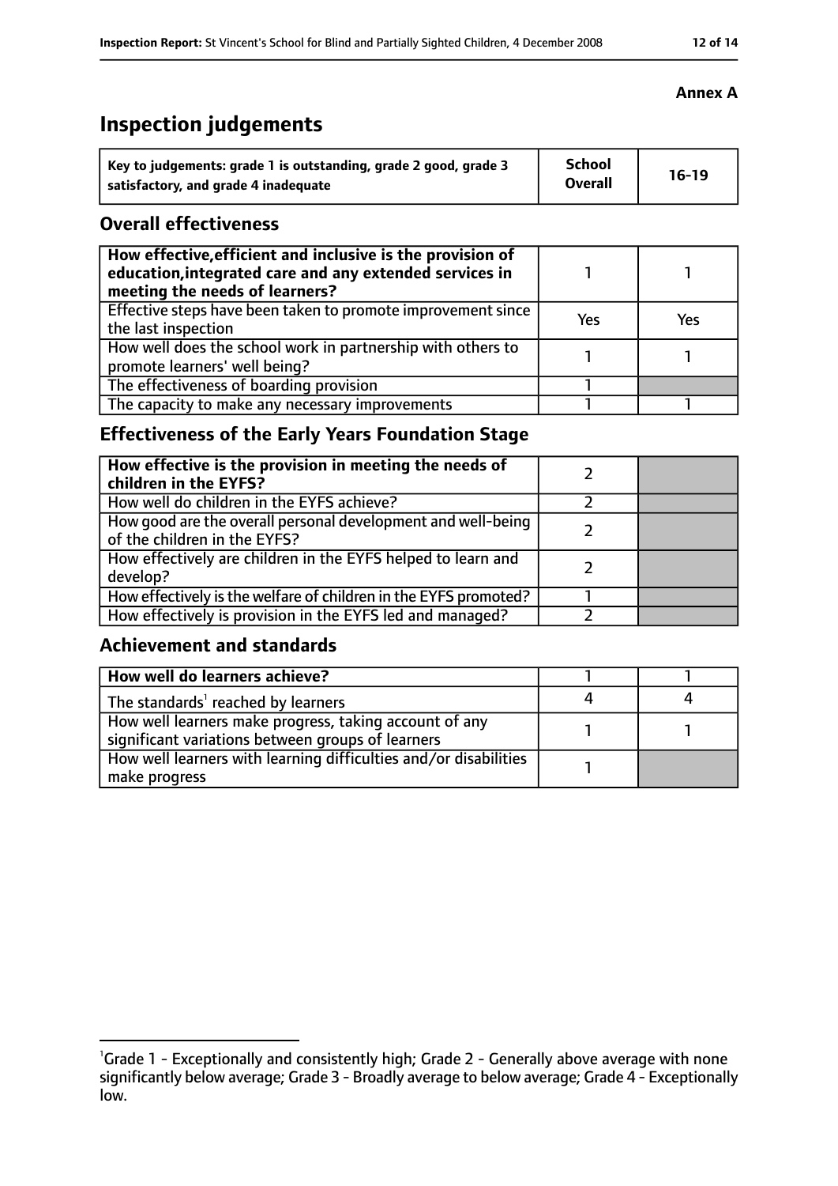**Annex A**

# Inspection judgements

| Key to judgements: grade 1 is outstanding, grade 2 good, grade 3 satisfactory, and grade 4 inadequate | School Overall | 16-19 |
|---|---|---|

## Overall effectiveness

| | | |
|---|---|---|
| **How effective, efficient and inclusive is the provision of education, integrated care and any extended services in meeting the needs of learners?** | 1 | 1 |
| Effective steps have been taken to promote improvement since the last inspection | Yes | Yes |
| How well does the school work in partnership with others to promote learners' well being? | 1 | 1 |
| The effectiveness of boarding provision | 1 | |
| The capacity to make any necessary improvements | 1 | 1 |

## Effectiveness of the Early Years Foundation Stage

| | | |
|---|---|---|
| **How effective is the provision in meeting the needs of children in the EYFS?** | 2 | |
| How well do children in the EYFS achieve? | 2 | |
| How good are the overall personal development and well-being of the children in the EYFS? | 2 | |
| How effectively are children in the EYFS helped to learn and develop? | 2 | |
| How effectively is the welfare of children in the EYFS promoted? | 1 | |
| How effectively is provision in the EYFS led and managed? | 2 | |

## Achievement and standards

| | | |
|---|---|---|
| **How well do learners achieve?** | 1 | 1 |
| The standards[1] reached by learners | 4 | 4 |
| How well learners make progress, taking account of any significant variations between groups of learners | 1 | 1 |
| How well learners with learning difficulties and/or disabilities make progress | 1 | |

[1]Grade 1 - Exceptionally and consistently high; Grade 2 - Generally above average with none significantly below average; Grade 3 - Broadly average to below average; Grade 4 - Exceptionally low.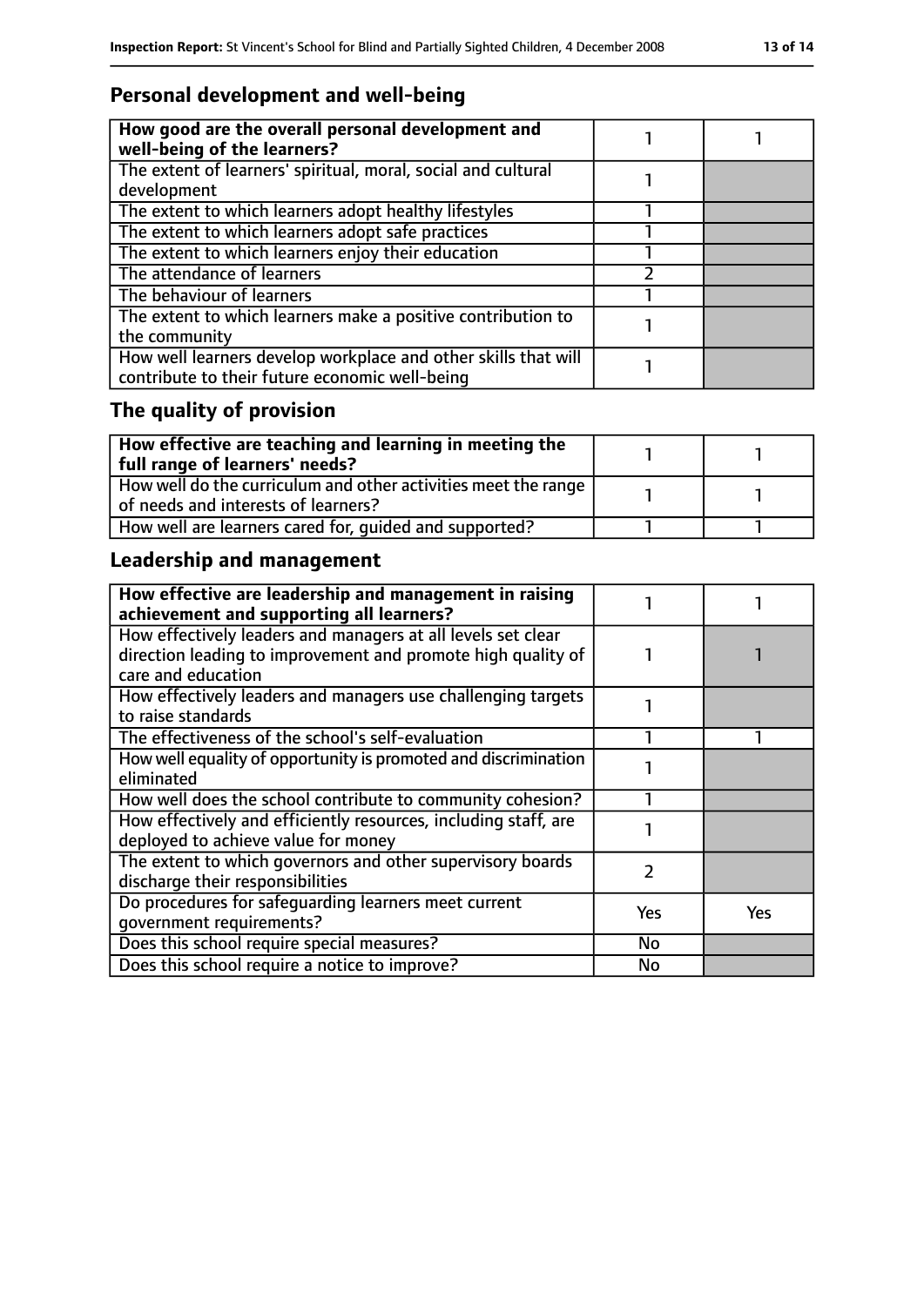## Personal development and well-being

| How good are the overall personal development and well-being of the learners? | 1 | 1 |
|---|---|---|
| The extent of learners' spiritual, moral, social and cultural development | 1 | |
| The extent to which learners adopt healthy lifestyles | 1 | |
| The extent to which learners adopt safe practices | 1 | |
| The extent to which learners enjoy their education | 1 | |
| The attendance of learners | 2 | |
| The behaviour of learners | 1 | |
| The extent to which learners make a positive contribution to the community | 1 | |
| How well learners develop workplace and other skills that will contribute to their future economic well-being | 1 | |

## The quality of provision

| How effective are teaching and learning in meeting the full range of learners' needs? | 1 | 1 |
|---|---|---|
| How well do the curriculum and other activities meet the range of needs and interests of learners? | 1 | 1 |
| How well are learners cared for, guided and supported? | 1 | 1 |

## Leadership and management

| How effective are leadership and management in raising achievement and supporting all learners? | 1 | 1 |
|---|---|---|
| How effectively leaders and managers at all levels set clear direction leading to improvement and promote high quality of care and education | 1 | 1 |
| How effectively leaders and managers use challenging targets to raise standards | 1 | |
| The effectiveness of the school's self-evaluation | 1 | 1 |
| How well equality of opportunity is promoted and discrimination eliminated | 1 | |
| How well does the school contribute to community cohesion? | 1 | |
| How effectively and efficiently resources, including staff, are deployed to achieve value for money | 1 | |
| The extent to which governors and other supervisory boards discharge their responsibilities | 2 | |
| Do procedures for safeguarding learners meet current government requirements? | Yes | Yes |
| Does this school require special measures? | No | |
| Does this school require a notice to improve? | No | |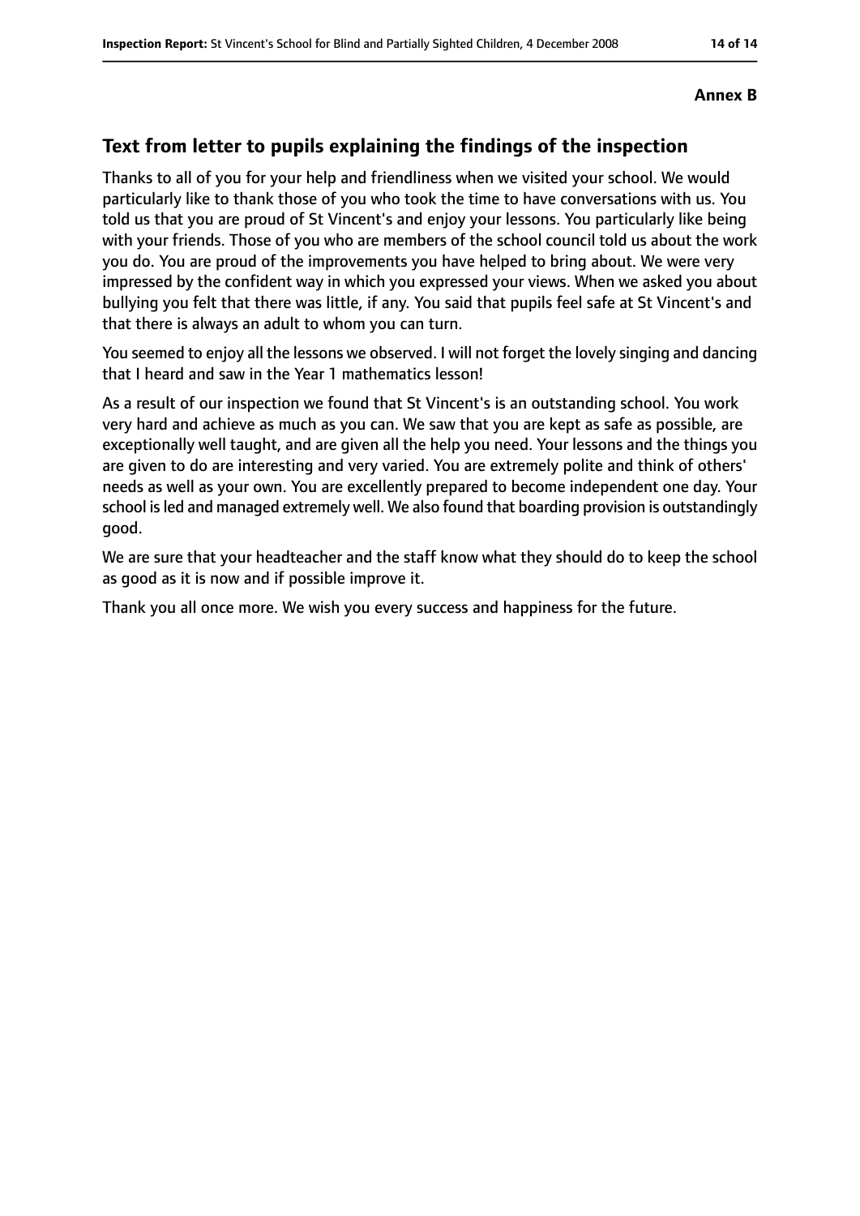**Annex B**

## Text from letter to pupils explaining the findings of the inspection

Thanks to all of you for your help and friendliness when we visited your school. We would particularly like to thank those of you who took the time to have conversations with us. You told us that you are proud of St Vincent's and enjoy your lessons. You particularly like being with your friends. Those of you who are members of the school council told us about the work you do. You are proud of the improvements you have helped to bring about. We were very impressed by the confident way in which you expressed your views. When we asked you about bullying you felt that there was little, if any. You said that pupils feel safe at St Vincent's and that there is always an adult to whom you can turn.

You seemed to enjoy all the lessons we observed. I will not forget the lovely singing and dancing that I heard and saw in the Year 1 mathematics lesson!

As a result of our inspection we found that St Vincent's is an outstanding school. You work very hard and achieve as much as you can. We saw that you are kept as safe as possible, are exceptionally well taught, and are given all the help you need. Your lessons and the things you are given to do are interesting and very varied. You are extremely polite and think of others' needs as well as your own. You are excellently prepared to become independent one day. Your school is led and managed extremely well. We also found that boarding provision is outstandingly good.

We are sure that your headteacher and the staff know what they should do to keep the school as good as it is now and if possible improve it.

Thank you all once more. We wish you every success and happiness for the future.